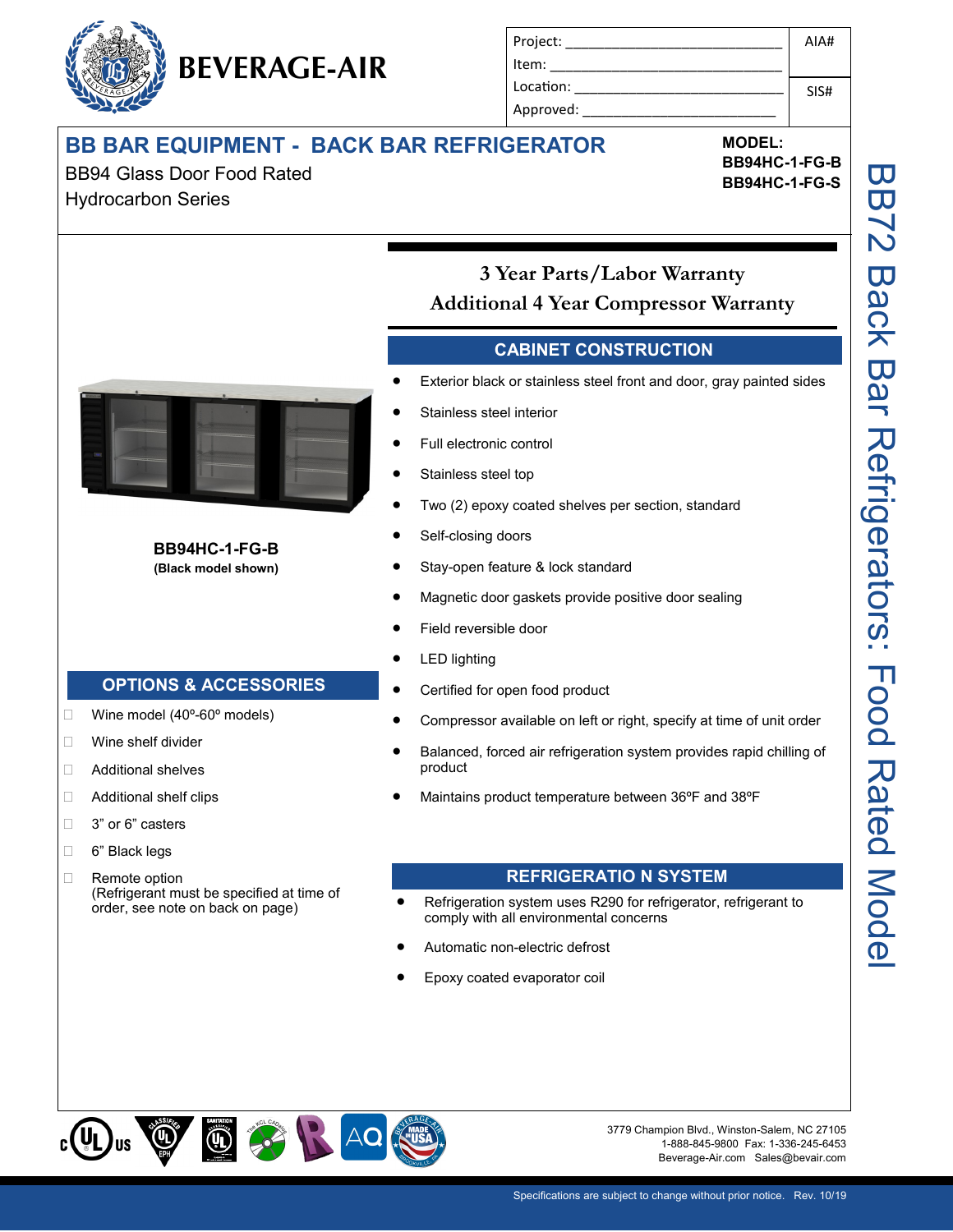# BEVERAGE-AIR

| Project: ______________________________ | AIA# |
| --- | --- |
| Item: ______________________________ | |
| Location: ______________________________ | SIS# |
| Approved: ______________________________ | |

## BB BAR EQUIPMENT - BACK BAR REFRIGERATOR

BB94 Glass Door Food Rated
Hydrocarbon Series

**MODEL:**
**BB94HC-1-FG-B**
**BB94HC-1-FG-S**

BB72 Back Bar Refrigerators: Food Rated Model

**BB94HC-1-FG-B**
**(Black model shown)**

### 3 Year Parts/Labor Warranty
### Additional 4 Year Compressor Warranty

## CABINET CONSTRUCTION

- Exterior black or stainless steel front and door, gray painted sides
- Stainless steel interior
- Full electronic control
- Stainless steel top
- Two (2) epoxy coated shelves per section, standard
- Self-closing doors
- Stay-open feature & lock standard
- Magnetic door gaskets provide positive door sealing
- Field reversible door
- LED lighting
- Certified for open food product
- Compressor available on left or right, specify at time of unit order
- Balanced, forced air refrigeration system provides rapid chilling of product
- Maintains product temperature between 36ºF and 38ºF

## OPTIONS & ACCESSORIES

- ☐ Wine model (40º-60º models)
- ☐ Wine shelf divider
- ☐ Additional shelves
- ☐ Additional shelf clips
- ☐ 3" or 6" casters
- ☐ 6" Black legs
- ☐ Remote option (Refrigerant must be specified at time of order, see note on back on page)

## REFRIGERATIO N SYSTEM

- Refrigeration system uses R290 for refrigerator, refrigerant to comply with all environmental concerns
- Automatic non-electric defrost
- Epoxy coated evaporator coil

3779 Champion Blvd., Winston-Salem, NC 27105
1-888-845-9800 Fax: 1-336-245-6453
Beverage-Air.com Sales@bevair.com

Specifications are subject to change without prior notice. Rev. 10/19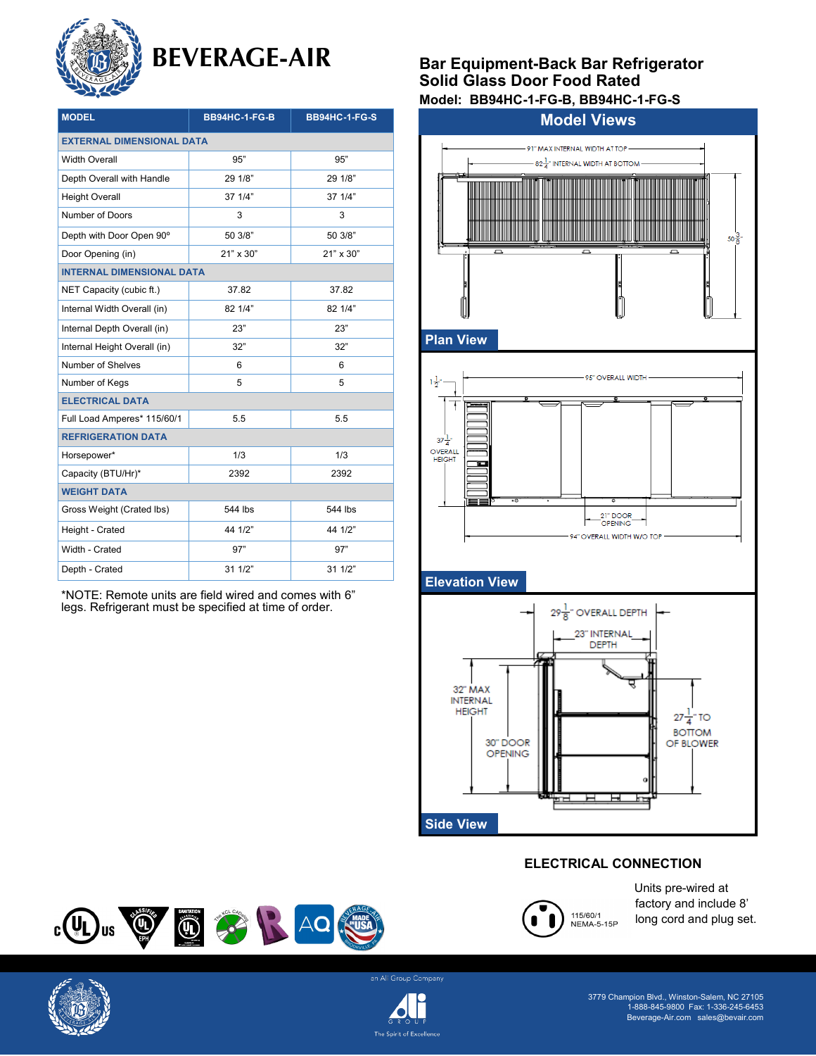# BEVERAGE-AIR

## Bar Equipment-Back Bar Refrigerator
## Solid Glass Door Food Rated
**Model: BB94HC-1-FG-B, BB94HC-1-FG-S**

| MODEL | BB94HC-1-FG-B | BB94HC-1-FG-S |
|---|---|---|
| **EXTERNAL DIMENSIONAL DATA** | | |
| Width Overall | 95" | 95" |
| Depth Overall with Handle | 29 1/8" | 29 1/8" |
| Height Overall | 37 1/4" | 37 1/4" |
| Number of Doors | 3 | 3 |
| Depth with Door Open 90º | 50 3/8" | 50 3/8" |
| Door Opening (in) | 21" x 30" | 21" x 30" |
| **INTERNAL DIMENSIONAL DATA** | | |
| NET Capacity (cubic ft.) | 37.82 | 37.82 |
| Internal Width Overall (in) | 82 1/4" | 82 1/4" |
| Internal Depth Overall (in) | 23" | 23" |
| Internal Height Overall (in) | 32" | 32" |
| Number of Shelves | 6 | 6 |
| Number of Kegs | 5 | 5 |
| **ELECTRICAL DATA** | | |
| Full Load Amperes* 115/60/1 | 5.5 | 5.5 |
| **REFRIGERATION DATA** | | |
| Horsepower* | 1/3 | 1/3 |
| Capacity (BTU/Hr)* | 2392 | 2392 |
| **WEIGHT DATA** | | |
| Gross Weight (Crated lbs) | 544 lbs | 544 lbs |
| Height - Crated | 44 1/2" | 44 1/2" |
| Width - Crated | 97" | 97" |
| Depth - Crated | 31 1/2" | 31 1/2" |

*NOTE: Remote units are field wired and comes with 6" legs. Refrigerant must be specified at time of order.

## Model Views

### Plan View

91" MAX INTERNAL WIDTH AT TOP
82 1/4" INTERNAL WIDTH AT BOTTOM
50 3/8"

### Elevation View

95" OVERALL WIDTH
1 1/2"
37 1/4" OVERALL HEIGHT
21" DOOR OPENING
94" OVERALL WIDTH W/O TOP

### Side View

29 1/8" OVERALL DEPTH
23" INTERNAL DEPTH
32" MAX INTERNAL HEIGHT
30" DOOR OPENING
27 1/4" TO BOTTOM OF BLOWER

## ELECTRICAL CONNECTION

115/60/1
NEMA-5-15P

Units pre-wired at factory and include 8' long cord and plug set.

an Ali Group Company

The Spirit of Excellence

3779 Champion Blvd., Winston-Salem, NC 27105
1-888-845-9800 Fax: 1-336-245-6453
Beverage-Air.com sales@bevair.com